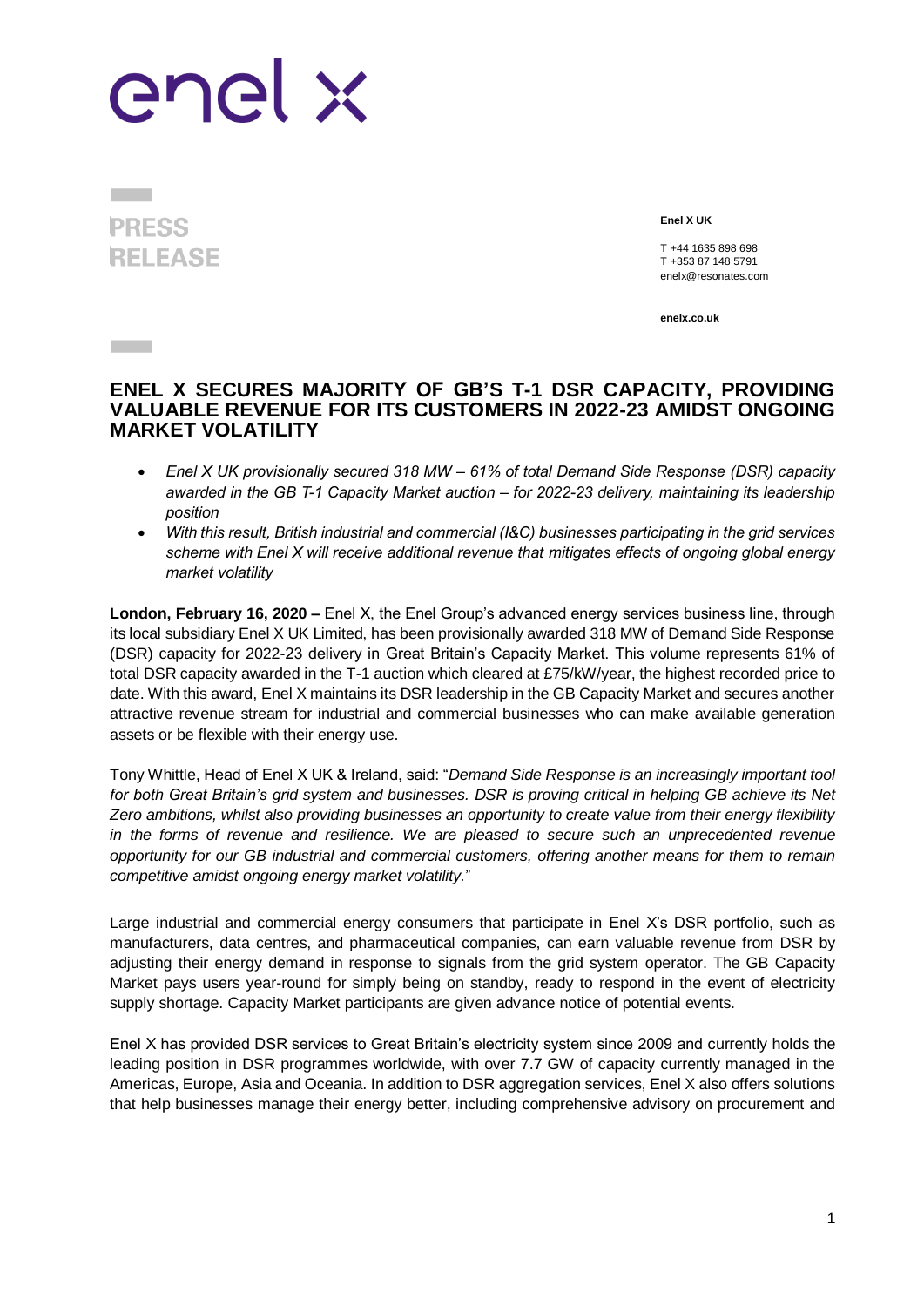enel x

**PRESS RELEASE**

**Enel X UK**

T +44 1635 898 698
T +353 87 148 5791
enelx@resonates.com

**enelx.co.uk**

# ENEL X SECURES MAJORITY OF GB'S T-1 DSR CAPACITY, PROVIDING VALUABLE REVENUE FOR ITS CUSTOMERS IN 2022-23 AMIDST ONGOING MARKET VOLATILITY

- *Enel X UK provisionally secured 318 MW – 61% of total Demand Side Response (DSR) capacity awarded in the GB T-1 Capacity Market auction – for 2022-23 delivery, maintaining its leadership position*
- *With this result, British industrial and commercial (I&C) businesses participating in the grid services scheme with Enel X will receive additional revenue that mitigates effects of ongoing global energy market volatility*

**London, February 16, 2020 –** Enel X, the Enel Group's advanced energy services business line, through its local subsidiary Enel X UK Limited, has been provisionally awarded 318 MW of Demand Side Response (DSR) capacity for 2022-23 delivery in Great Britain's Capacity Market. This volume represents 61% of total DSR capacity awarded in the T-1 auction which cleared at £75/kW/year, the highest recorded price to date. With this award, Enel X maintains its DSR leadership in the GB Capacity Market and secures another attractive revenue stream for industrial and commercial businesses who can make available generation assets or be flexible with their energy use.

Tony Whittle, Head of Enel X UK & Ireland, said: "*Demand Side Response is an increasingly important tool for both Great Britain's grid system and businesses. DSR is proving critical in helping GB achieve its Net Zero ambitions, whilst also providing businesses an opportunity to create value from their energy flexibility in the forms of revenue and resilience. We are pleased to secure such an unprecedented revenue opportunity for our GB industrial and commercial customers, offering another means for them to remain competitive amidst ongoing energy market volatility.*"

Large industrial and commercial energy consumers that participate in Enel X's DSR portfolio, such as manufacturers, data centres, and pharmaceutical companies, can earn valuable revenue from DSR by adjusting their energy demand in response to signals from the grid system operator. The GB Capacity Market pays users year-round for simply being on standby, ready to respond in the event of electricity supply shortage. Capacity Market participants are given advance notice of potential events.

Enel X has provided DSR services to Great Britain's electricity system since 2009 and currently holds the leading position in DSR programmes worldwide, with over 7.7 GW of capacity currently managed in the Americas, Europe, Asia and Oceania. In addition to DSR aggregation services, Enel X also offers solutions that help businesses manage their energy better, including comprehensive advisory on procurement and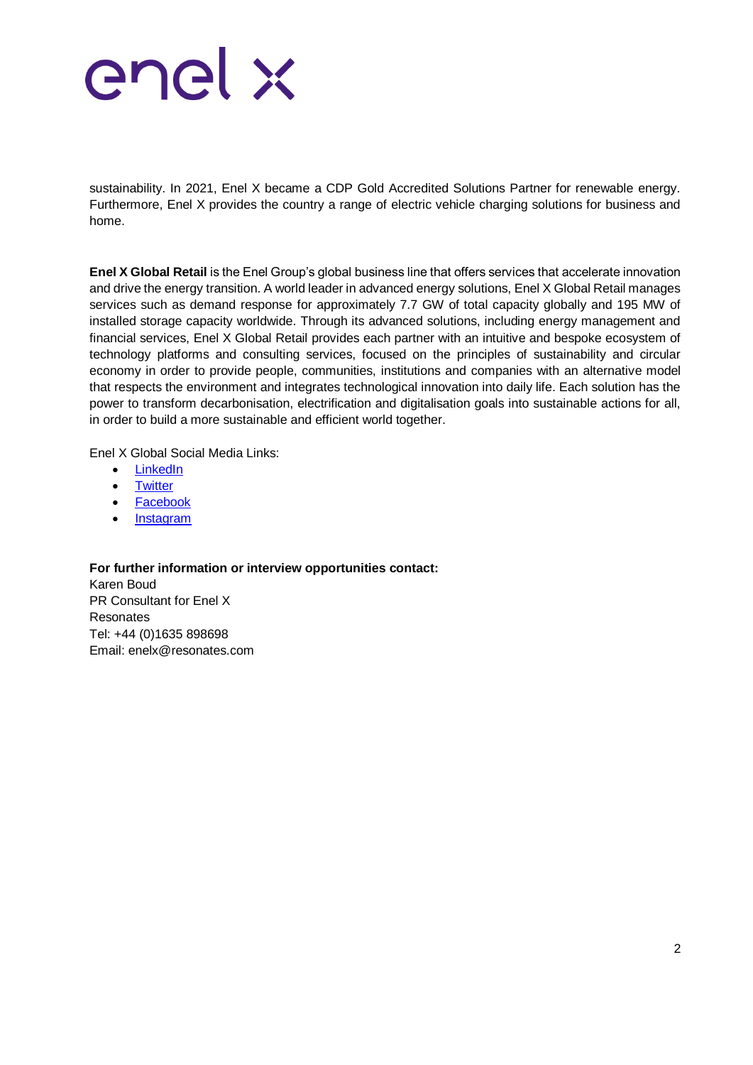sustainability. In 2021, Enel X became a CDP Gold Accredited Solutions Partner for renewable energy. Furthermore, Enel X provides the country a range of electric vehicle charging solutions for business and home.

**Enel X Global Retail** is the Enel Group's global business line that offers services that accelerate innovation and drive the energy transition. A world leader in advanced energy solutions, Enel X Global Retail manages services such as demand response for approximately 7.7 GW of total capacity globally and 195 MW of installed storage capacity worldwide. Through its advanced solutions, including energy management and financial services, Enel X Global Retail provides each partner with an intuitive and bespoke ecosystem of technology platforms and consulting services, focused on the principles of sustainability and circular economy in order to provide people, communities, institutions and companies with an alternative model that respects the environment and integrates technological innovation into daily life. Each solution has the power to transform decarbonisation, electrification and digitalisation goals into sustainable actions for all, in order to build a more sustainable and efficient world together.

Enel X Global Social Media Links:

- LinkedIn
- Twitter
- Facebook
- Instagram

**For further information or interview opportunities contact:**
Karen Boud
PR Consultant for Enel X
Resonates
Tel: +44 (0)1635 898698
Email: enelx@resonates.com